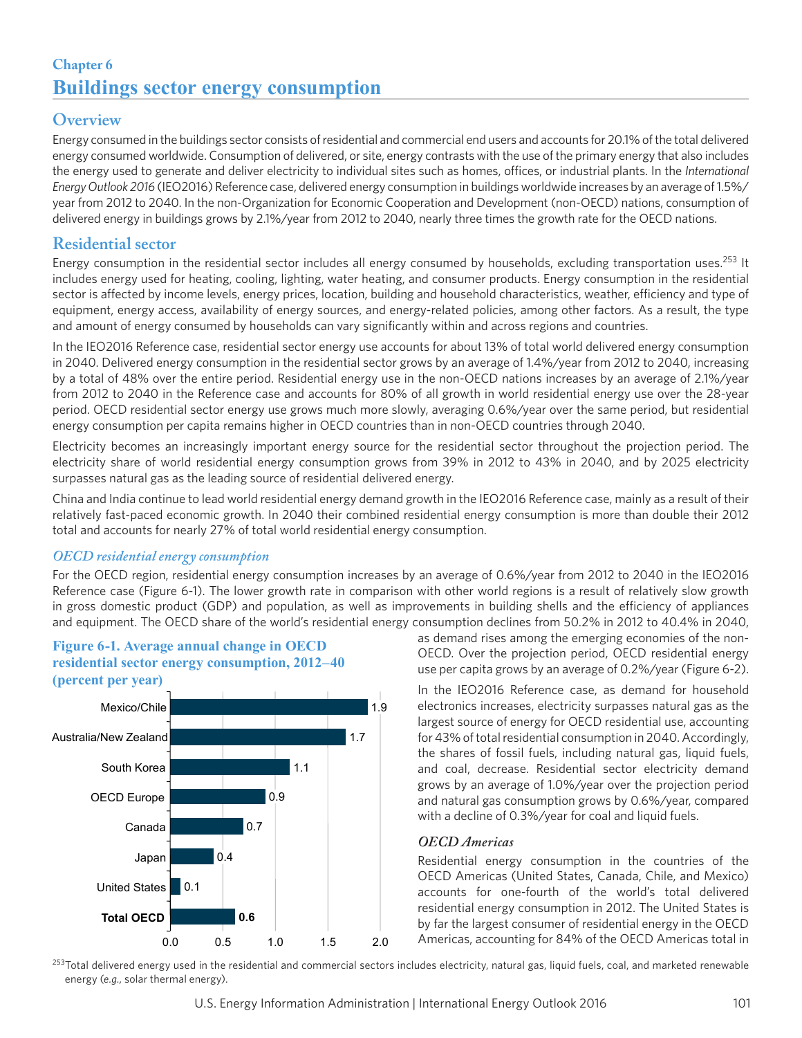## Chapter 6
# Buildings sector energy consumption

## Overview

Energy consumed in the buildings sector consists of residential and commercial end users and accounts for 20.1% of the total delivered energy consumed worldwide. Consumption of delivered, or site, energy contrasts with the use of the primary energy that also includes the energy used to generate and deliver electricity to individual sites such as homes, offices, or industrial plants. In the *International Energy Outlook 2016* (IEO2016) Reference case, delivered energy consumption in buildings worldwide increases by an average of 1.5%/year from 2012 to 2040. In the non-Organization for Economic Cooperation and Development (non-OECD) nations, consumption of delivered energy in buildings grows by 2.1%/year from 2012 to 2040, nearly three times the growth rate for the OECD nations.

## Residential sector

Energy consumption in the residential sector includes all energy consumed by households, excluding transportation uses.[253] It includes energy used for heating, cooling, lighting, water heating, and consumer products. Energy consumption in the residential sector is affected by income levels, energy prices, location, building and household characteristics, weather, efficiency and type of equipment, energy access, availability of energy sources, and energy-related policies, among other factors. As a result, the type and amount of energy consumed by households can vary significantly within and across regions and countries.

In the IEO2016 Reference case, residential sector energy use accounts for about 13% of total world delivered energy consumption in 2040. Delivered energy consumption in the residential sector grows by an average of 1.4%/year from 2012 to 2040, increasing by a total of 48% over the entire period. Residential energy use in the non-OECD nations increases by an average of 2.1%/year from 2012 to 2040 in the Reference case and accounts for 80% of all growth in world residential energy use over the 28-year period. OECD residential sector energy use grows much more slowly, averaging 0.6%/year over the same period, but residential energy consumption per capita remains higher in OECD countries than in non-OECD countries through 2040.

Electricity becomes an increasingly important energy source for the residential sector throughout the projection period. The electricity share of world residential energy consumption grows from 39% in 2012 to 43% in 2040, and by 2025 electricity surpasses natural gas as the leading source of residential delivered energy.

China and India continue to lead world residential energy demand growth in the IEO2016 Reference case, mainly as a result of their relatively fast-paced economic growth. In 2040 their combined residential energy consumption is more than double their 2012 total and accounts for nearly 27% of total world residential energy consumption.

### *OECD residential energy consumption*

For the OECD region, residential energy consumption increases by an average of 0.6%/year from 2012 to 2040 in the IEO2016 Reference case (Figure 6-1). The lower growth rate in comparison with other world regions is a result of relatively slow growth in gross domestic product (GDP) and population, as well as improvements in building shells and the efficiency of appliances and equipment. The OECD share of the world's residential energy consumption declines from 50.2% in 2012 to 40.4% in 2040, as demand rises among the emerging economies of the non-OECD. Over the projection period, OECD residential energy use per capita grows by an average of 0.2%/year (Figure 6-2).

**Figure 6-1. Average annual change in OECD residential sector energy consumption, 2012–40 (percent per year)**

Mexico/Chile 1.9
Australia/New Zealand 1.7
South Korea 1.1
OECD Europe 0.9
Canada 0.7
Japan 0.4
United States 0.1
**Total OECD 0.6**

0.0 0.5 1.0 1.5 2.0

In the IEO2016 Reference case, as demand for household electronics increases, electricity surpasses natural gas as the largest source of energy for OECD residential use, accounting for 43% of total residential consumption in 2040. Accordingly, the shares of fossil fuels, including natural gas, liquid fuels, and coal, decrease. Residential sector electricity demand grows by an average of 1.0%/year over the projection period and natural gas consumption grows by 0.6%/year, compared with a decline of 0.3%/year for coal and liquid fuels.

### *OECD Americas*

Residential energy consumption in the countries of the OECD Americas (United States, Canada, Chile, and Mexico) accounts for one-fourth of the world's total delivered residential energy consumption in 2012. The United States is by far the largest consumer of residential energy in the OECD Americas, accounting for 84% of the OECD Americas total in

[253] Total delivered energy used in the residential and commercial sectors includes electricity, natural gas, liquid fuels, coal, and marketed renewable energy (*e.g.,* solar thermal energy).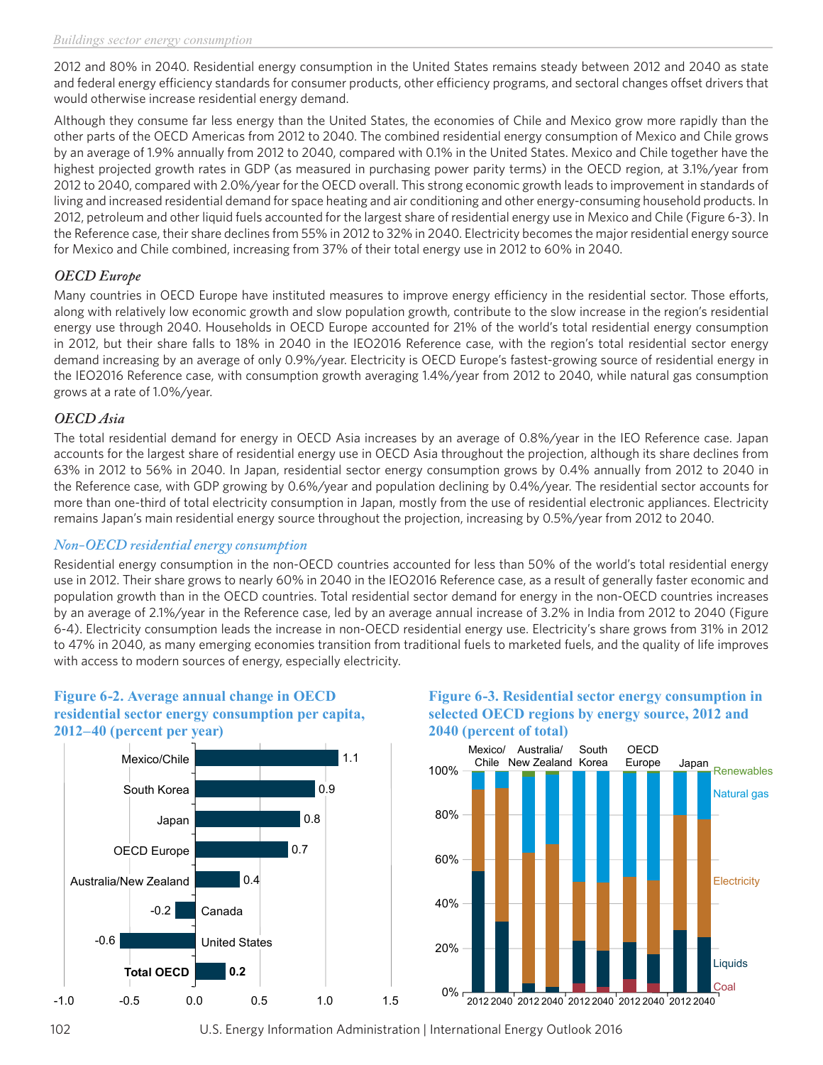2012 and 80% in 2040. Residential energy consumption in the United States remains steady between 2012 and 2040 as state and federal energy efficiency standards for consumer products, other efficiency programs, and sectoral changes offset drivers that would otherwise increase residential energy demand.

Although they consume far less energy than the United States, the economies of Chile and Mexico grow more rapidly than the other parts of the OECD Americas from 2012 to 2040. The combined residential energy consumption of Mexico and Chile grows by an average of 1.9% annually from 2012 to 2040, compared with 0.1% in the United States. Mexico and Chile together have the highest projected growth rates in GDP (as measured in purchasing power parity terms) in the OECD region, at 3.1%/year from 2012 to 2040, compared with 2.0%/year for the OECD overall. This strong economic growth leads to improvement in standards of living and increased residential demand for space heating and air conditioning and other energy-consuming household products. In 2012, petroleum and other liquid fuels accounted for the largest share of residential energy use in Mexico and Chile (Figure 6-3). In the Reference case, their share declines from 55% in 2012 to 32% in 2040. Electricity becomes the major residential energy source for Mexico and Chile combined, increasing from 37% of their total energy use in 2012 to 60% in 2040.

### *OECD Europe*

Many countries in OECD Europe have instituted measures to improve energy efficiency in the residential sector. Those efforts, along with relatively low economic growth and slow population growth, contribute to the slow increase in the region's residential energy use through 2040. Households in OECD Europe accounted for 21% of the world's total residential energy consumption in 2012, but their share falls to 18% in 2040 in the IEO2016 Reference case, with the region's total residential sector energy demand increasing by an average of only 0.9%/year. Electricity is OECD Europe's fastest-growing source of residential energy in the IEO2016 Reference case, with consumption growth averaging 1.4%/year from 2012 to 2040, while natural gas consumption grows at a rate of 1.0%/year.

### *OECD Asia*

The total residential demand for energy in OECD Asia increases by an average of 0.8%/year in the IEO Reference case. Japan accounts for the largest share of residential energy use in OECD Asia throughout the projection, although its share declines from 63% in 2012 to 56% in 2040. In Japan, residential sector energy consumption grows by 0.4% annually from 2012 to 2040 in the Reference case, with GDP growing by 0.6%/year and population declining by 0.4%/year. The residential sector accounts for more than one-third of total electricity consumption in Japan, mostly from the use of residential electronic appliances. Electricity remains Japan's main residential energy source throughout the projection, increasing by 0.5%/year from 2012 to 2040.

## *Non-OECD residential energy consumption*

Residential energy consumption in the non-OECD countries accounted for less than 50% of the world's total residential energy use in 2012. Their share grows to nearly 60% in 2040 in the IEO2016 Reference case, as a result of generally faster economic and population growth than in the OECD countries. Total residential sector demand for energy in the non-OECD countries increases by an average of 2.1%/year in the Reference case, led by an average annual increase of 3.2% in India from 2012 to 2040 (Figure 6-4). Electricity consumption leads the increase in non-OECD residential energy use. Electricity's share grows from 31% in 2012 to 47% in 2040, as many emerging economies transition from traditional fuels to marketed fuels, and the quality of life improves with access to modern sources of energy, especially electricity.

**Figure 6-2. Average annual change in OECD residential sector energy consumption per capita, 2012–40 (percent per year)**

Mexico/Chile 1.1
South Korea 0.9
Japan 0.8
OECD Europe 0.7
Australia/New Zealand 0.4
Canada -0.2
United States -0.6
**Total OECD** **0.2**

-1.0 -0.5 0.0 0.5 1.0 1.5

**Figure 6-3. Residential sector energy consumption in selected OECD regions by energy source, 2012 and 2040 (percent of total)**

Mexico/Chile, Australia/New Zealand, South Korea, OECD Europe, Japan

2012 2040 2012 2040 2012 2040 2012 2040 2012 2040

100% 80% 60% 40% 20% 0%

Renewables
Natural gas
Electricity
Liquids
Coal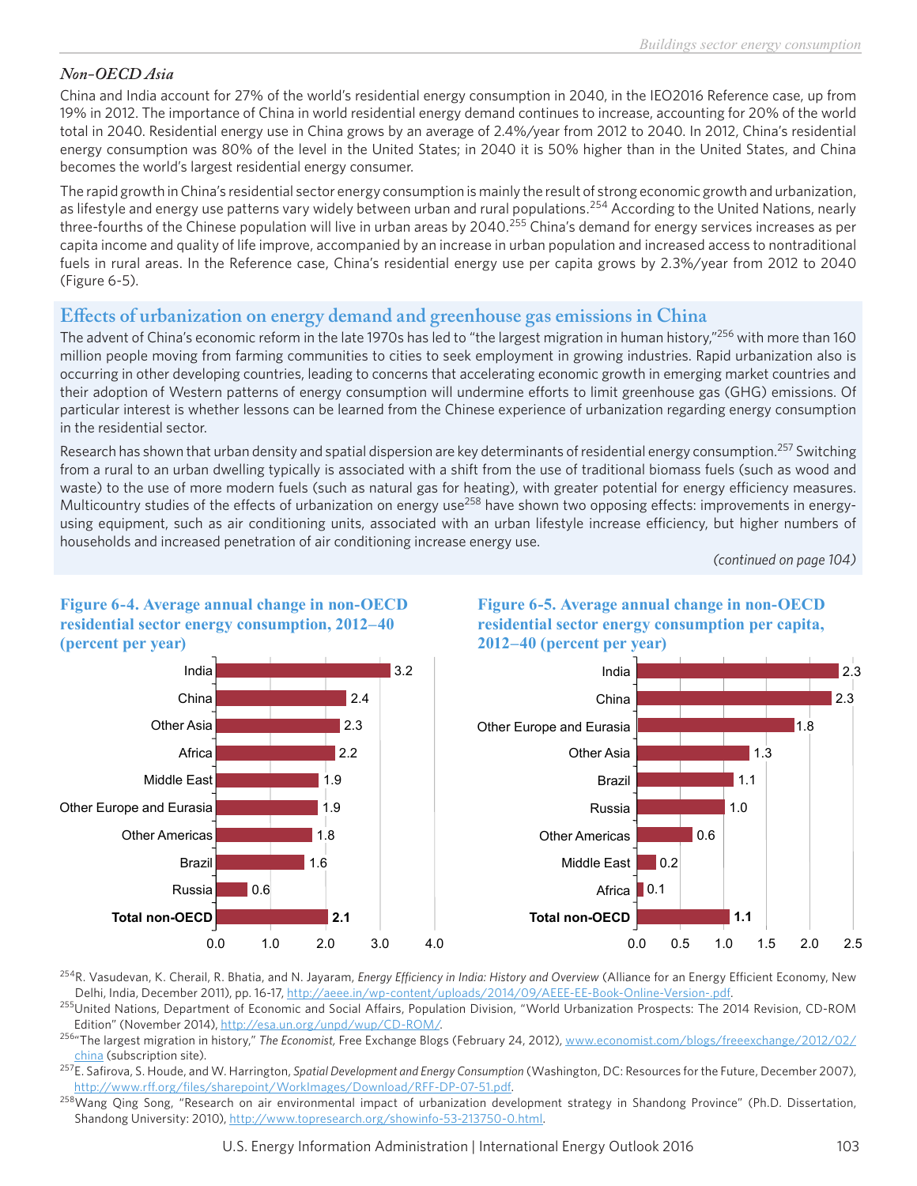*Non-OECD Asia*

China and India account for 27% of the world's residential energy consumption in 2040, in the IEO2016 Reference case, up from 19% in 2012. The importance of China in world residential energy demand continues to increase, accounting for 20% of the world total in 2040. Residential energy use in China grows by an average of 2.4%/year from 2012 to 2040. In 2012, China's residential energy consumption was 80% of the level in the United States; in 2040 it is 50% higher than in the United States, and China becomes the world's largest residential energy consumer.

The rapid growth in China's residential sector energy consumption is mainly the result of strong economic growth and urbanization, as lifestyle and energy use patterns vary widely between urban and rural populations.[254] According to the United Nations, nearly three-fourths of the Chinese population will live in urban areas by 2040.[255] China's demand for energy services increases as per capita income and quality of life improve, accompanied by an increase in urban population and increased access to nontraditional fuels in rural areas. In the Reference case, China's residential energy use per capita grows by 2.3%/year from 2012 to 2040 (Figure 6-5).

## Effects of urbanization on energy demand and greenhouse gas emissions in China

The advent of China's economic reform in the late 1970s has led to "the largest migration in human history,"[256] with more than 160 million people moving from farming communities to cities to seek employment in growing industries. Rapid urbanization also is occurring in other developing countries, leading to concerns that accelerating economic growth in emerging market countries and their adoption of Western patterns of energy consumption will undermine efforts to limit greenhouse gas (GHG) emissions. Of particular interest is whether lessons can be learned from the Chinese experience of urbanization regarding energy consumption in the residential sector.

Research has shown that urban density and spatial dispersion are key determinants of residential energy consumption.[257] Switching from a rural to an urban dwelling typically is associated with a shift from the use of traditional biomass fuels (such as wood and waste) to the use of more modern fuels (such as natural gas for heating), with greater potential for energy efficiency measures. Multicountry studies of the effects of urbanization on energy use[258] have shown two opposing effects: improvements in energy-using equipment, such as air conditioning units, associated with an urban lifestyle increase efficiency, but higher numbers of households and increased penetration of air conditioning increase energy use.

*(continued on page 104)*

**Figure 6-4. Average annual change in non-OECD residential sector energy consumption, 2012–40 (percent per year)**

India 3.2
China 2.4
Other Asia 2.3
Africa 2.2
Middle East 1.9
Other Europe and Eurasia 1.9
Other Americas 1.8
Brazil 1.6
Russia 0.6
**Total non-OECD 2.1**

0.0 1.0 2.0 3.0 4.0

**Figure 6-5. Average annual change in non-OECD residential sector energy consumption per capita, 2012–40 (percent per year)**

India 2.3
China 2.3
Other Europe and Eurasia 1.8
Other Asia 1.3
Brazil 1.1
Russia 1.0
Other Americas 0.6
Middle East 0.2
Africa 0.1
**Total non-OECD 1.1**

0.0 0.5 1.0 1.5 2.0 2.5

[254] R. Vasudevan, K. Cherail, R. Bhatia, and N. Jayaram, *Energy Efficiency in India: History and Overview* (Alliance for an Energy Efficient Economy, New Delhi, India, December 2011), pp. 16-17, http://aeee.in/wp-content/uploads/2014/09/AEEE-EE-Book-Online-Version-.pdf.

[255] United Nations, Department of Economic and Social Affairs, Population Division, "World Urbanization Prospects: The 2014 Revision, CD-ROM Edition" (November 2014), http://esa.un.org/unpd/wup/CD-ROM/.

[256] "The largest migration in history," *The Economist*, Free Exchange Blogs (February 24, 2012), www.economist.com/blogs/freeexchange/2012/02/china (subscription site).

[257] E. Safirova, S. Houde, and W. Harrington, *Spatial Development and Energy Consumption* (Washington, DC: Resources for the Future, December 2007), http://www.rff.org/files/sharepoint/WorkImages/Download/RFF-DP-07-51.pdf.

[258] Wang Qing Song, "Research on air environmental impact of urbanization development strategy in Shandong Province" (Ph.D. Dissertation, Shandong University: 2010), http://www.topresearch.org/showinfo-53-213750-0.html.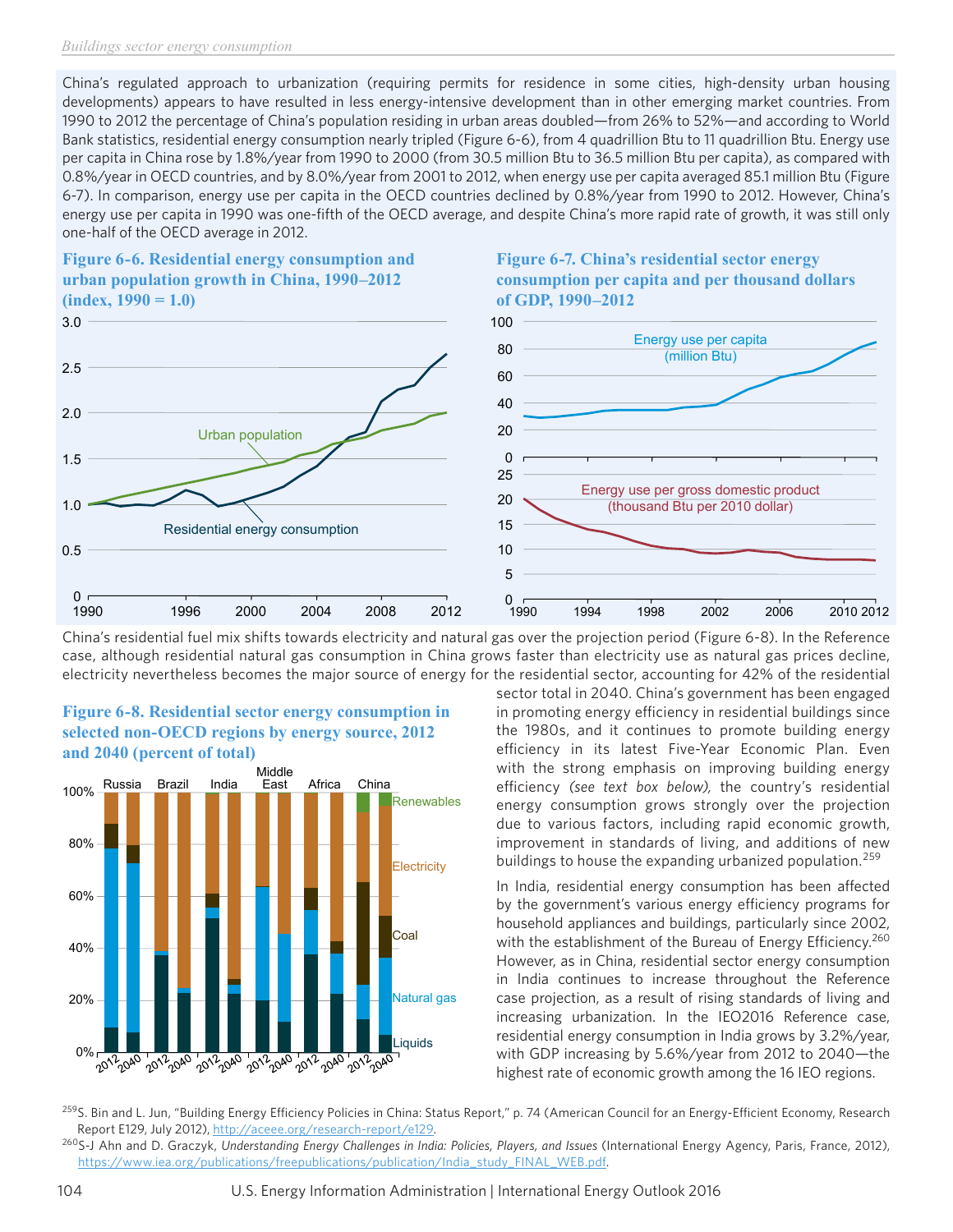China's regulated approach to urbanization (requiring permits for residence in some cities, high-density urban housing developments) appears to have resulted in less energy-intensive development than in other emerging market countries. From 1990 to 2012 the percentage of China's population residing in urban areas doubled—from 26% to 52%—and according to World Bank statistics, residential energy consumption nearly tripled (Figure 6-6), from 4 quadrillion Btu to 11 quadrillion Btu. Energy use per capita in China rose by 1.8%/year from 1990 to 2000 (from 30.5 million Btu to 36.5 million Btu per capita), as compared with 0.8%/year in OECD countries, and by 8.0%/year from 2001 to 2012, when energy use per capita averaged 85.1 million Btu (Figure 6-7). In comparison, energy use per capita in the OECD countries declined by 0.8%/year from 1990 to 2012. However, China's energy use per capita in 1990 was one-fifth of the OECD average, and despite China's more rapid rate of growth, it was still only one-half of the OECD average in 2012.

**Figure 6-6. Residential energy consumption and urban population growth in China, 1990–2012 (index, 1990 = 1.0)**

3.0
2.5
2.0
1.5
1.0
0.5
0

1990 1996 2000 2004 2008 2012

Urban population

Residential energy consumption

**Figure 6-7. China's residential sector energy consumption per capita and per thousand dollars of GDP, 1990–2012**

100
80
60
40
20
0

Energy use per capita (million Btu)

25
20
15
10
5
0

Energy use per gross domestic product (thousand Btu per 2010 dollar)

1990 1994 1998 2002 2006 2010 2012

China's residential fuel mix shifts towards electricity and natural gas over the projection period (Figure 6-8). In the Reference case, although residential natural gas consumption in China grows faster than electricity use as natural gas prices decline, electricity nevertheless becomes the major source of energy for the residential sector, accounting for 42% of the residential sector total in 2040. China's government has been engaged in promoting energy efficiency in residential buildings since the 1980s, and it continues to promote building energy efficiency in its latest Five-Year Economic Plan. Even with the strong emphasis on improving building energy efficiency *(see text box below),* the country's residential energy consumption grows strongly over the projection due to various factors, including rapid economic growth, improvement in standards of living, and additions of new buildings to house the expanding urbanized population.[259]

**Figure 6-8. Residential sector energy consumption in selected non-OECD regions by energy source, 2012 and 2040 (percent of total)**

Russia Brazil India Middle East Africa China

100%
80%
60%
40%
20%
0%

2012 2040 2012 2040 2012 2040 2012 2040 2012 2040 2012 2040

Renewables
Electricity
Coal
Natural gas
Liquids

In India, residential energy consumption has been affected by the government's various energy efficiency programs for household appliances and buildings, particularly since 2002, with the establishment of the Bureau of Energy Efficiency.[260] However, as in China, residential sector energy consumption in India continues to increase throughout the Reference case projection, as a result of rising standards of living and increasing urbanization. In the IEO2016 Reference case, residential energy consumption in India grows by 3.2%/year, with GDP increasing by 5.6%/year from 2012 to 2040—the highest rate of economic growth among the 16 IEO regions.

[259] S. Bin and L. Jun, "Building Energy Efficiency Policies in China: Status Report," p. 74 (American Council for an Energy-Efficient Economy, Research Report E129, July 2012), http://aceee.org/research-report/e129.

[260] S-J Ahn and D. Graczyk, *Understanding Energy Challenges in India: Policies, Players, and Issues* (International Energy Agency, Paris, France, 2012), https://www.iea.org/publications/freepublications/publication/India_study_FINAL_WEB.pdf.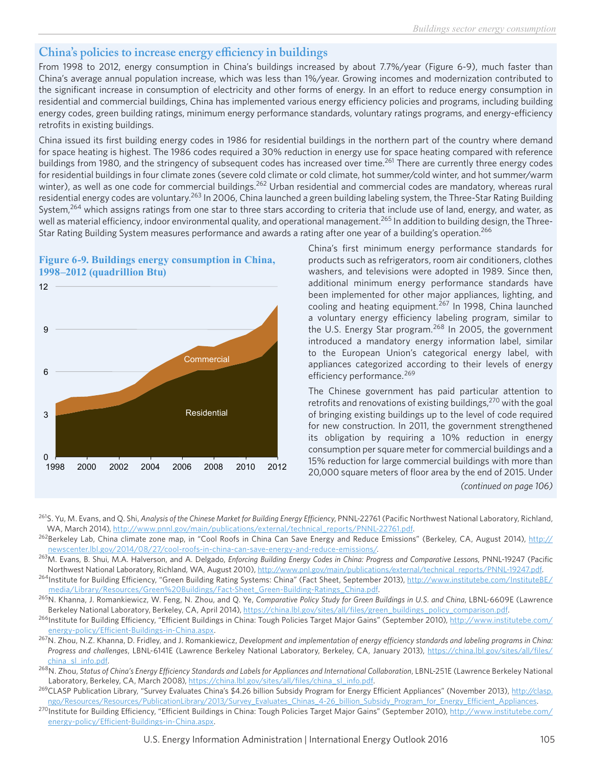## China's policies to increase energy efficiency in buildings

From 1998 to 2012, energy consumption in China's buildings increased by about 7.7%/year (Figure 6-9), much faster than China's average annual population increase, which was less than 1%/year. Growing incomes and modernization contributed to the significant increase in consumption of electricity and other forms of energy. In an effort to reduce energy consumption in residential and commercial buildings, China has implemented various energy efficiency policies and programs, including building energy codes, green building ratings, minimum energy performance standards, voluntary ratings programs, and energy-efficiency retrofits in existing buildings.

China issued its first building energy codes in 1986 for residential buildings in the northern part of the country where demand for space heating is highest. The 1986 codes required a 30% reduction in energy use for space heating compared with reference buildings from 1980, and the stringency of subsequent codes has increased over time.[261] There are currently three energy codes for residential buildings in four climate zones (severe cold climate or cold climate, hot summer/cold winter, and hot summer/warm winter), as well as one code for commercial buildings.[262] Urban residential and commercial codes are mandatory, whereas rural residential energy codes are voluntary.[263] In 2006, China launched a green building labeling system, the Three-Star Rating Building System,[264] which assigns ratings from one star to three stars according to criteria that include use of land, energy, and water, as well as material efficiency, indoor environmental quality, and operational management.[265] In addition to building design, the Three-Star Rating Building System measures performance and awards a rating after one year of a building's operation.[266]

**Figure 6-9. Buildings energy consumption in China, 1998–2012 (quadrillion Btu)**

China's first minimum energy performance standards for products such as refrigerators, room air conditioners, clothes washers, and televisions were adopted in 1989. Since then, additional minimum energy performance standards have been implemented for other major appliances, lighting, and cooling and heating equipment.[267] In 1998, China launched a voluntary energy efficiency labeling program, similar to the U.S. Energy Star program.[268] In 2005, the government introduced a mandatory energy information label, similar to the European Union's categorical energy label, with appliances categorized according to their levels of energy efficiency performance.[269]

The Chinese government has paid particular attention to retrofits and renovations of existing buildings,[270] with the goal of bringing existing buildings up to the level of code required for new construction. In 2011, the government strengthened its obligation by requiring a 10% reduction in energy consumption per square meter for commercial buildings and a 15% reduction for large commercial buildings with more than 20,000 square meters of floor area by the end of 2015. Under

*(continued on page 106)*

---

[261] S. Yu, M. Evans, and Q. Shi, *Analysis of the Chinese Market for Building Energy Efficiency*, PNNL-22761 (Pacific Northwest National Laboratory, Richland, WA, March 2014), http://www.pnnl.gov/main/publications/external/technical_reports/PNNL-22761.pdf.

[262] Berkeley Lab, China climate zone map, in "Cool Roofs in China Can Save Energy and Reduce Emissions" (Berkeley, CA, August 2014), http://newscenter.lbl.gov/2014/08/27/cool-roofs-in-china-can-save-energy-and-reduce-emissions/.

[263] M. Evans, B. Shui, M.A. Halverson, and A. Delgado, *Enforcing Building Energy Codes in China: Progress and Comparative Lessons*, PNNL-19247 (Pacific Northwest National Laboratory, Richland, WA, August 2010), http://www.pnl.gov/main/publications/external/technical_reports/PNNL-19247.pdf.

[264] Institute for Building Efficiency, "Green Building Rating Systems: China" (Fact Sheet, September 2013), http://www.institutebe.com/InstituteBE/media/Library/Resources/Green%20Buildings/Fact-Sheet_Green-Building-Ratings_China.pdf.

[265] N. Khanna, J. Romankiewicz, W. Feng, N. Zhou, and Q. Ye, *Comparative Policy Study for Green Buildings in U.S. and China*, LBNL-6609E (Lawrence Berkeley National Laboratory, Berkeley, CA, April 2014), https://china.lbl.gov/sites/all/files/green_buildings_policy_comparison.pdf.

[266] Institute for Building Efficiency, "Efficient Buildings in China: Tough Policies Target Major Gains" (September 2010), http://www.institutebe.com/energy-policy/Efficient-Buildings-in-China.aspx.

[267] N. Zhou, N.Z. Khanna, D. Fridley, and J. Romankiewicz, *Development and implementation of energy efficiency standards and labeling programs in China: Progress and challenges*, LBNL-6141E (Lawrence Berkeley National Laboratory, Berkeley, CA, January 2013), https://china.lbl.gov/sites/all/files/china_sl_info.pdf.

[268] N. Zhou, *Status of China's Energy Efficiency Standards and Labels for Appliances and International Collaboration*, LBNL-251E (Lawrence Berkeley National Laboratory, Berkeley, CA, March 2008), https://china.lbl.gov/sites/all/files/china_sl_info.pdf.

[269] CLASP Publication Library, "Survey Evaluates China's $4.26 billion Subsidy Program for Energy Efficient Appliances" (November 2013), http://clasp.ngo/Resources/Resources/PublicationLibrary/2013/Survey_Evaluates_Chinas_4-26_billion_Subsidy_Program_for_Energy_Efficient_Appliances.

[270] Institute for Building Efficiency, "Efficient Buildings in China: Tough Policies Target Major Gains" (September 2010), http://www.institutebe.com/energy-policy/Efficient-Buildings-in-China.aspx.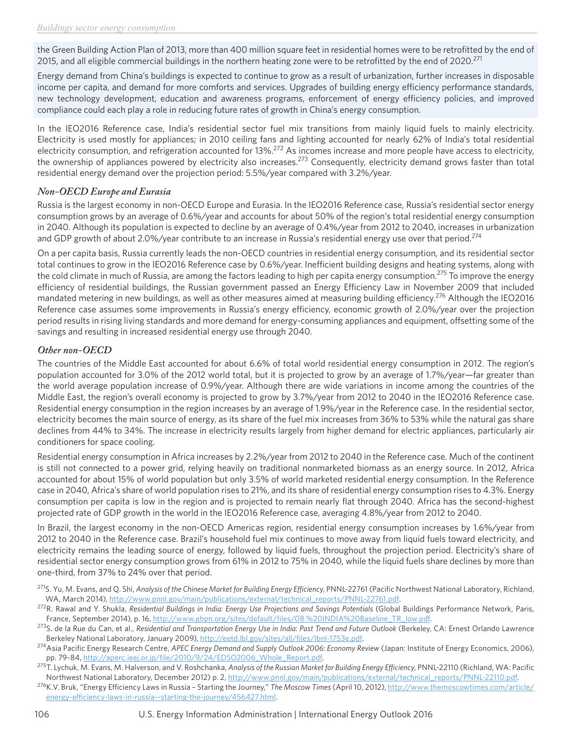the Green Building Action Plan of 2013, more than 400 million square feet in residential homes were to be retrofitted by the end of 2015, and all eligible commercial buildings in the northern heating zone were to be retrofitted by the end of 2020.[271]

Energy demand from China's buildings is expected to continue to grow as a result of urbanization, further increases in disposable income per capita, and demand for more comforts and services. Upgrades of building energy efficiency performance standards, new technology development, education and awareness programs, enforcement of energy efficiency policies, and improved compliance could each play a role in reducing future rates of growth in China's energy consumption.

In the IEO2016 Reference case, India's residential sector fuel mix transitions from mainly liquid fuels to mainly electricity. Electricity is used mostly for appliances; in 2010 ceiling fans and lighting accounted for nearly 62% of India's total residential electricity consumption, and refrigeration accounted for 13%.[272] As incomes increase and more people have access to electricity, the ownership of appliances powered by electricity also increases.[273] Consequently, electricity demand grows faster than total residential energy demand over the projection period: 5.5%/year compared with 3.2%/year.

### *Non-OECD Europe and Eurasia*

Russia is the largest economy in non-OECD Europe and Eurasia. In the IEO2016 Reference case, Russia's residential sector energy consumption grows by an average of 0.6%/year and accounts for about 50% of the region's total residential energy consumption in 2040. Although its population is expected to decline by an average of 0.4%/year from 2012 to 2040, increases in urbanization and GDP growth of about 2.0%/year contribute to an increase in Russia's residential energy use over that period.[274]

On a per capita basis, Russia currently leads the non-OECD countries in residential energy consumption, and its residential sector total continues to grow in the IEO2016 Reference case by 0.6%/year. Inefficient building designs and heating systems, along with the cold climate in much of Russia, are among the factors leading to high per capita energy consumption.[275] To improve the energy efficiency of residential buildings, the Russian government passed an Energy Efficiency Law in November 2009 that included mandated metering in new buildings, as well as other measures aimed at measuring building efficiency.[276] Although the IEO2016 Reference case assumes some improvements in Russia's energy efficiency, economic growth of 2.0%/year over the projection period results in rising living standards and more demand for energy-consuming appliances and equipment, offsetting some of the savings and resulting in increased residential energy use through 2040.

### *Other non-OECD*

The countries of the Middle East accounted for about 6.6% of total world residential energy consumption in 2012. The region's population accounted for 3.0% of the 2012 world total, but it is projected to grow by an average of 1.7%/year—far greater than the world average population increase of 0.9%/year. Although there are wide variations in income among the countries of the Middle East, the region's overall economy is projected to grow by 3.7%/year from 2012 to 2040 in the IEO2016 Reference case. Residential energy consumption in the region increases by an average of 1.9%/year in the Reference case. In the residential sector, electricity becomes the main source of energy, as its share of the fuel mix increases from 36% to 53% while the natural gas share declines from 44% to 34%. The increase in electricity results largely from higher demand for electric appliances, particularly air conditioners for space cooling.

Residential energy consumption in Africa increases by 2.2%/year from 2012 to 2040 in the Reference case. Much of the continent is still not connected to a power grid, relying heavily on traditional nonmarketed biomass as an energy source. In 2012, Africa accounted for about 15% of world population but only 3.5% of world marketed residential energy consumption. In the Reference case in 2040, Africa's share of world population rises to 21%, and its share of residential energy consumption rises to 4.3%. Energy consumption per capita is low in the region and is projected to remain nearly flat through 2040. Africa has the second-highest projected rate of GDP growth in the world in the IEO2016 Reference case, averaging 4.8%/year from 2012 to 2040.

In Brazil, the largest economy in the non-OECD Americas region, residential energy consumption increases by 1.6%/year from 2012 to 2040 in the Reference case. Brazil's household fuel mix continues to move away from liquid fuels toward electricity, and electricity remains the leading source of energy, followed by liquid fuels, throughout the projection period. Electricity's share of residential sector energy consumption grows from 61% in 2012 to 75% in 2040, while the liquid fuels share declines by more than one-third, from 37% to 24% over that period.

[271] S. Yu, M. Evans, and Q. Shi, *Analysis of the Chinese Market for Building Energy Efficiency*, PNNL-22761 (Pacific Northwest National Laboratory, Richland, WA, March 2014), http://www.pnnl.gov/main/publications/external/technical_reports/PNNL-22761.pdf.

[272] R. Rawal and Y. Shukla, *Residential Buildings in India: Energy Use Projections and Savings Potentials* (Global Buildings Performance Network, Paris, France, September 2014), p. 16, http://www.gbpn.org/sites/default/files/08.%20INDIA%20Baseline_TR_low.pdf.

[273] S. de la Rue du Can, et al., *Residential and Transportation Energy Use in India: Past Trend and Future Outlook* (Berkeley, CA: Ernest Orlando Lawrence Berkeley National Laboratory, January 2009), http://eetd.lbl.gov/sites/all/files/lbnl-1753e.pdf.

[274] Asia Pacific Energy Research Centre, *APEC Energy Demand and Supply Outlook 2006: Economy Review* (Japan: Institute of Energy Economics, 2006), pp. 79-84, http://aperc.ieej.or.jp/file/2010/9/24/EDSO2006_Whole_Report.pdf.

[275] T. Lychuk, M. Evans, M. Halverson, and V. Roshchanka, *Analysis of the Russian Market for Building Energy Efficiency*, PNNL-22110 (Richland, WA: Pacific Northwest National Laboratory, December 2012) p. 2, http://www.pnnl.gov/main/publications/external/technical_reports/PNNL-22110.pdf.

[276] K.V. Bruk, "Energy Efficiency Laws in Russia – Starting the Journey," *The Moscow Times* (April 10, 2012), http://www.themoscowtimes.com/article/energy-efficiency-laws-in-russia--starting-the-journey/456427.html.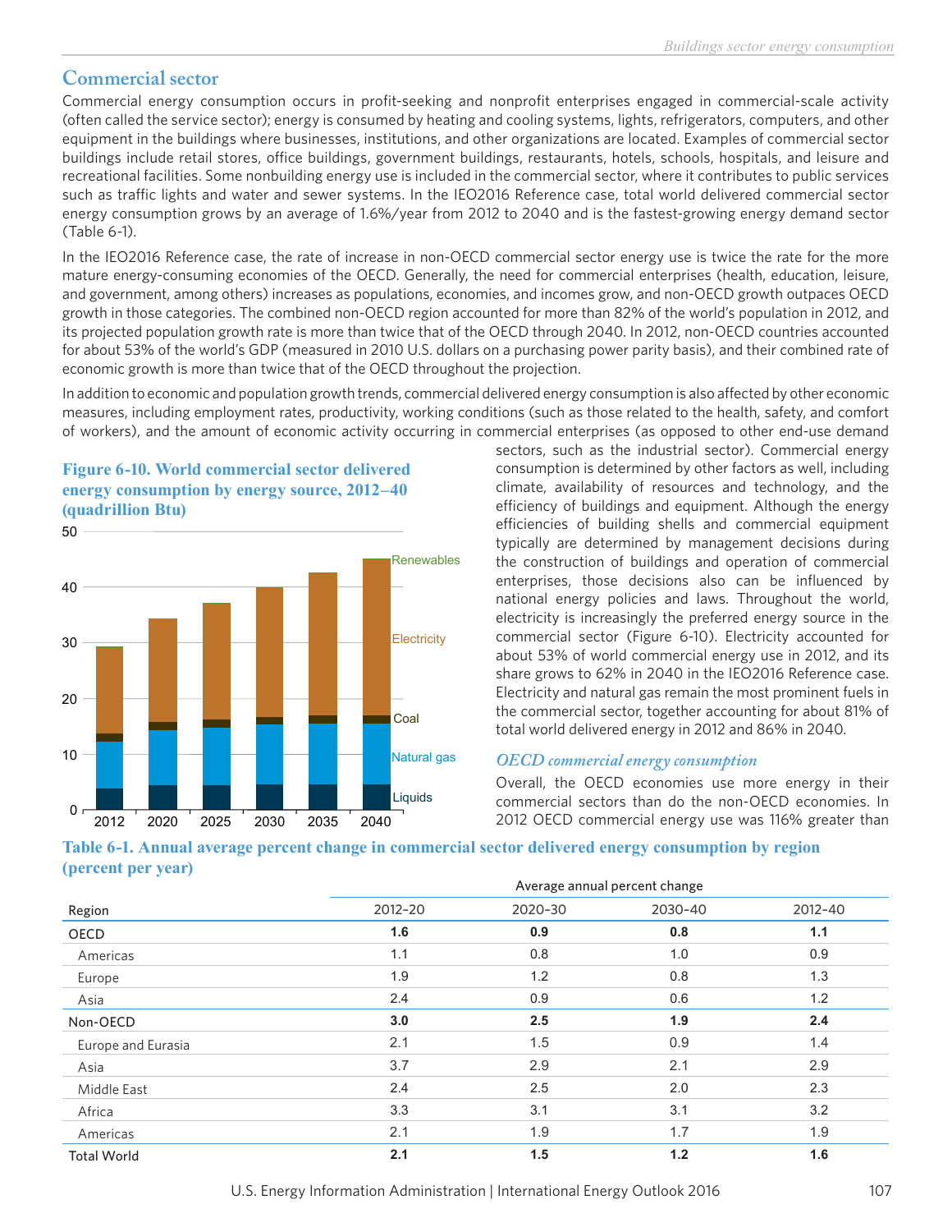## Commercial sector

Commercial energy consumption occurs in profit-seeking and nonprofit enterprises engaged in commercial-scale activity (often called the service sector); energy is consumed by heating and cooling systems, lights, refrigerators, computers, and other equipment in the buildings where businesses, institutions, and other organizations are located. Examples of commercial sector buildings include retail stores, office buildings, government buildings, restaurants, hotels, schools, hospitals, and leisure and recreational facilities. Some nonbuilding energy use is included in the commercial sector, where it contributes to public services such as traffic lights and water and sewer systems. In the IEO2016 Reference case, total world delivered commercial sector energy consumption grows by an average of 1.6%/year from 2012 to 2040 and is the fastest-growing energy demand sector (Table 6-1).

In the IEO2016 Reference case, the rate of increase in non-OECD commercial sector energy use is twice the rate for the more mature energy-consuming economies of the OECD. Generally, the need for commercial enterprises (health, education, leisure, and government, among others) increases as populations, economies, and incomes grow, and non-OECD growth outpaces OECD growth in those categories. The combined non-OECD region accounted for more than 82% of the world's population in 2012, and its projected population growth rate is more than twice that of the OECD through 2040. In 2012, non-OECD countries accounted for about 53% of the world's GDP (measured in 2010 U.S. dollars on a purchasing power parity basis), and their combined rate of economic growth is more than twice that of the OECD throughout the projection.

In addition to economic and population growth trends, commercial delivered energy consumption is also affected by other economic measures, including employment rates, productivity, working conditions (such as those related to the health, safety, and comfort of workers), and the amount of economic activity occurring in commercial enterprises (as opposed to other end-use demand sectors, such as the industrial sector). Commercial energy consumption is determined by other factors as well, including climate, availability of resources and technology, and the efficiency of buildings and equipment. Although the energy efficiencies of building shells and commercial equipment typically are determined by management decisions during the construction of buildings and operation of commercial enterprises, those decisions also can be influenced by national energy policies and laws. Throughout the world, electricity is increasingly the preferred energy source in the commercial sector (Figure 6-10). Electricity accounted for about 53% of world commercial energy use in 2012, and its share grows to 62% in 2040 in the IEO2016 Reference case. Electricity and natural gas remain the most prominent fuels in the commercial sector, together accounting for about 81% of total world delivered energy in 2012 and 86% in 2040.

**Figure 6-10. World commercial sector delivered energy consumption by energy source, 2012–40 (quadrillion Btu)**

50
40
30
20
10
0
2012 2020 2025 2030 2035 2040
Renewables
Electricity
Coal
Natural gas
Liquids

### *OECD commercial energy consumption*

Overall, the OECD economies use more energy in their commercial sectors than do the non-OECD economies. In 2012 OECD commercial energy use was 116% greater than

**Table 6-1. Annual average percent change in commercial sector delivered energy consumption by region (percent per year)**

| | Average annual percent change | | | |
|---|---|---|---|---|
| Region | 2012–20 | 2020–30 | 2030–40 | 2012–40 |
| **OECD** | **1.6** | **0.9** | **0.8** | **1.1** |
| Americas | 1.1 | 0.8 | 1.0 | 0.9 |
| Europe | 1.9 | 1.2 | 0.8 | 1.3 |
| Asia | 2.4 | 0.9 | 0.6 | 1.2 |
| **Non-OECD** | **3.0** | **2.5** | **1.9** | **2.4** |
| Europe and Eurasia | 2.1 | 1.5 | 0.9 | 1.4 |
| Asia | 3.7 | 2.9 | 2.1 | 2.9 |
| Middle East | 2.4 | 2.5 | 2.0 | 2.3 |
| Africa | 3.3 | 3.1 | 3.1 | 3.2 |
| Americas | 2.1 | 1.9 | 1.7 | 1.9 |
| **Total World** | **2.1** | **1.5** | **1.2** | **1.6** |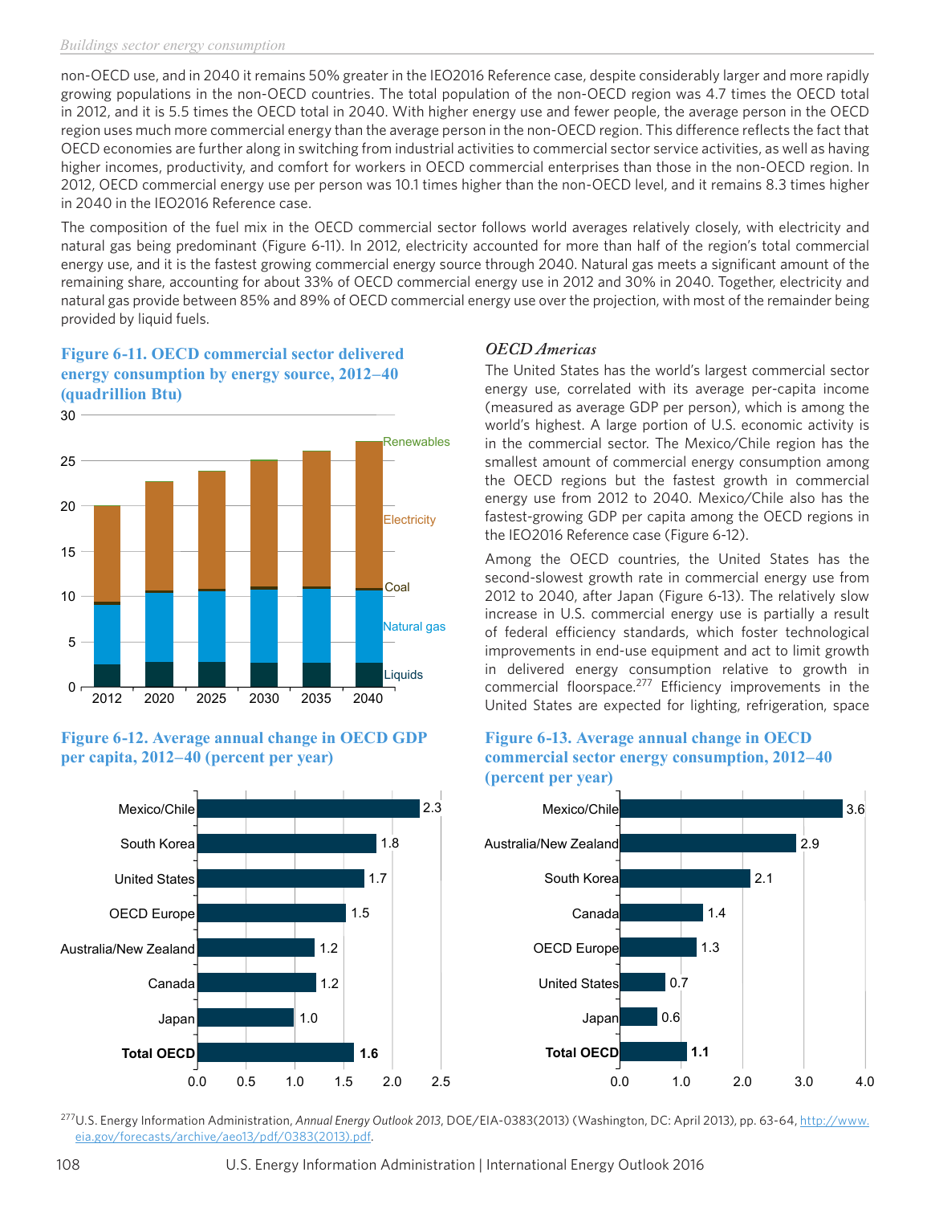non-OECD use, and in 2040 it remains 50% greater in the IEO2016 Reference case, despite considerably larger and more rapidly growing populations in the non-OECD countries. The total population of the non-OECD region was 4.7 times the OECD total in 2012, and it is 5.5 times the OECD total in 2040. With higher energy use and fewer people, the average person in the OECD region uses much more commercial energy than the average person in the non-OECD region. This difference reflects the fact that OECD economies are further along in switching from industrial activities to commercial sector service activities, as well as having higher incomes, productivity, and comfort for workers in OECD commercial enterprises than those in the non-OECD region. In 2012, OECD commercial energy use per person was 10.1 times higher than the non-OECD level, and it remains 8.3 times higher in 2040 in the IEO2016 Reference case.

The composition of the fuel mix in the OECD commercial sector follows world averages relatively closely, with electricity and natural gas being predominant (Figure 6-11). In 2012, electricity accounted for more than half of the region's total commercial energy use, and it is the fastest growing commercial energy source through 2040. Natural gas meets a significant amount of the remaining share, accounting for about 33% of OECD commercial energy use in 2012 and 30% in 2040. Together, electricity and natural gas provide between 85% and 89% of OECD commercial energy use over the projection, with most of the remainder being provided by liquid fuels.

**Figure 6-11. OECD commercial sector delivered energy consumption by energy source, 2012–40 (quadrillion Btu)**

30
25
20
15
10
5
0
2012 2020 2025 2030 2035 2040
Renewables
Electricity
Coal
Natural gas
Liquids

### *OECD Americas*

The United States has the world's largest commercial sector energy use, correlated with its average per-capita income (measured as average GDP per person), which is among the world's highest. A large portion of U.S. economic activity is in the commercial sector. The Mexico/Chile region has the smallest amount of commercial energy consumption among the OECD regions but the fastest growth in commercial energy use from 2012 to 2040. Mexico/Chile also has the fastest-growing GDP per capita among the OECD regions in the IEO2016 Reference case (Figure 6-12).

Among the OECD countries, the United States has the second-slowest growth rate in commercial energy use from 2012 to 2040, after Japan (Figure 6-13). The relatively slow increase in U.S. commercial energy use is partially a result of federal efficiency standards, which foster technological improvements in end-use equipment and act to limit growth in delivered energy consumption relative to growth in commercial floorspace.[277] Efficiency improvements in the United States are expected for lighting, refrigeration, space

**Figure 6-12. Average annual change in OECD GDP per capita, 2012–40 (percent per year)**

Mexico/Chile 2.3
South Korea 1.8
United States 1.7
OECD Europe 1.5
Australia/New Zealand 1.2
Canada 1.2
Japan 1.0
**Total OECD 1.6**
0.0 0.5 1.0 1.5 2.0 2.5

**Figure 6-13. Average annual change in OECD commercial sector energy consumption, 2012–40 (percent per year)**

Mexico/Chile 3.6
Australia/New Zealand 2.9
South Korea 2.1
Canada 1.4
OECD Europe 1.3
United States 0.7
Japan 0.6
**Total OECD 1.1**
0.0 1.0 2.0 3.0 4.0

[277] U.S. Energy Information Administration, *Annual Energy Outlook 2013*, DOE/EIA-0383(2013) (Washington, DC: April 2013), pp. 63-64, http://www.eia.gov/forecasts/archive/aeo13/pdf/0383(2013).pdf.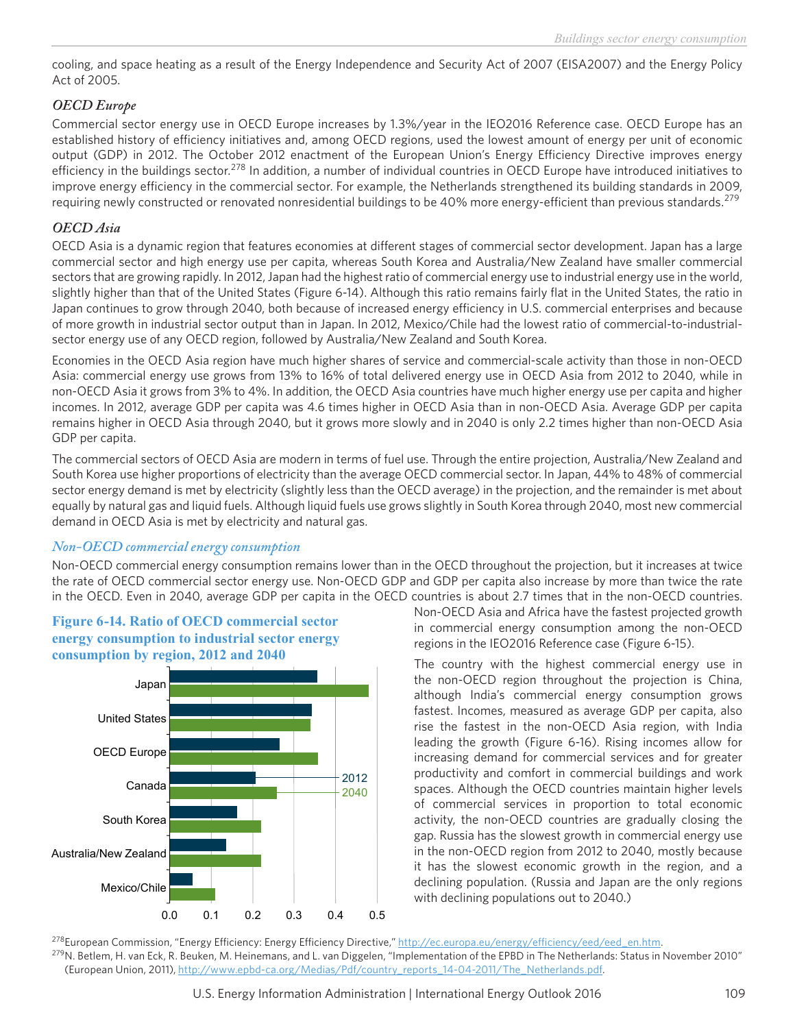cooling, and space heating as a result of the Energy Independence and Security Act of 2007 (EISA2007) and the Energy Policy Act of 2005.

### *OECD Europe*

Commercial sector energy use in OECD Europe increases by 1.3%/year in the IEO2016 Reference case. OECD Europe has an established history of efficiency initiatives and, among OECD regions, used the lowest amount of energy per unit of economic output (GDP) in 2012. The October 2012 enactment of the European Union's Energy Efficiency Directive improves energy efficiency in the buildings sector.[278] In addition, a number of individual countries in OECD Europe have introduced initiatives to improve energy efficiency in the commercial sector. For example, the Netherlands strengthened its building standards in 2009, requiring newly constructed or renovated nonresidential buildings to be 40% more energy-efficient than previous standards.[279]

### *OECD Asia*

OECD Asia is a dynamic region that features economies at different stages of commercial sector development. Japan has a large commercial sector and high energy use per capita, whereas South Korea and Australia/New Zealand have smaller commercial sectors that are growing rapidly. In 2012, Japan had the highest ratio of commercial energy use to industrial energy use in the world, slightly higher than that of the United States (Figure 6-14). Although this ratio remains fairly flat in the United States, the ratio in Japan continues to grow through 2040, both because of increased energy efficiency in U.S. commercial enterprises and because of more growth in industrial sector output than in Japan. In 2012, Mexico/Chile had the lowest ratio of commercial-to-industrial-sector energy use of any OECD region, followed by Australia/New Zealand and South Korea.

Economies in the OECD Asia region have much higher shares of service and commercial-scale activity than those in non-OECD Asia: commercial energy use grows from 13% to 16% of total delivered energy use in OECD Asia from 2012 to 2040, while in non-OECD Asia it grows from 3% to 4%. In addition, the OECD Asia countries have much higher energy use per capita and higher incomes. In 2012, average GDP per capita was 4.6 times higher in OECD Asia than in non-OECD Asia. Average GDP per capita remains higher in OECD Asia through 2040, but it grows more slowly and in 2040 is only 2.2 times higher than non-OECD Asia GDP per capita.

The commercial sectors of OECD Asia are modern in terms of fuel use. Through the entire projection, Australia/New Zealand and South Korea use higher proportions of electricity than the average OECD commercial sector. In Japan, 44% to 48% of commercial sector energy demand is met by electricity (slightly less than the OECD average) in the projection, and the remainder is met about equally by natural gas and liquid fuels. Although liquid fuels use grows slightly in South Korea through 2040, most new commercial demand in OECD Asia is met by electricity and natural gas.

## *Non-OECD commercial energy consumption*

Non-OECD commercial energy consumption remains lower than in the OECD throughout the projection, but it increases at twice the rate of OECD commercial sector energy use. Non-OECD GDP and GDP per capita also increase by more than twice the rate in the OECD. Even in 2040, average GDP per capita in the OECD countries is about 2.7 times that in the non-OECD countries. Non-OECD Asia and Africa have the fastest projected growth in commercial energy consumption among the non-OECD regions in the IEO2016 Reference case (Figure 6-15).

The country with the highest commercial energy use in the non-OECD region throughout the projection is China, although India's commercial energy consumption grows fastest. Incomes, measured as average GDP per capita, also rise the fastest in the non-OECD Asia region, with India leading the growth (Figure 6-16). Rising incomes allow for increasing demand for commercial services and for greater productivity and comfort in commercial buildings and work spaces. Although the OECD countries maintain higher levels of commercial services in proportion to total economic activity, the non-OECD countries are gradually closing the gap. Russia has the slowest growth in commercial energy use in the non-OECD region from 2012 to 2040, mostly because it has the slowest economic growth in the region, and a declining population. (Russia and Japan are the only regions with declining populations out to 2040.)

**Figure 6-14. Ratio of OECD commercial sector energy consumption to industrial sector energy consumption by region, 2012 and 2040**

Japan
United States
OECD Europe
Canada
South Korea
Australia/New Zealand
Mexico/Chile
2012
2040
0.0 0.1 0.2 0.3 0.4 0.5

[278] European Commission, "Energy Efficiency: Energy Efficiency Directive," http://ec.europa.eu/energy/efficiency/eed/eed_en.htm.

[279] N. Betlem, H. van Eck, R. Beuken, M. Heinemans, and L. van Diggelen, "Implementation of the EPBD in The Netherlands: Status in November 2010" (European Union, 2011), http://www.epbd-ca.org/Medias/Pdf/country_reports_14-04-2011/The_Netherlands.pdf.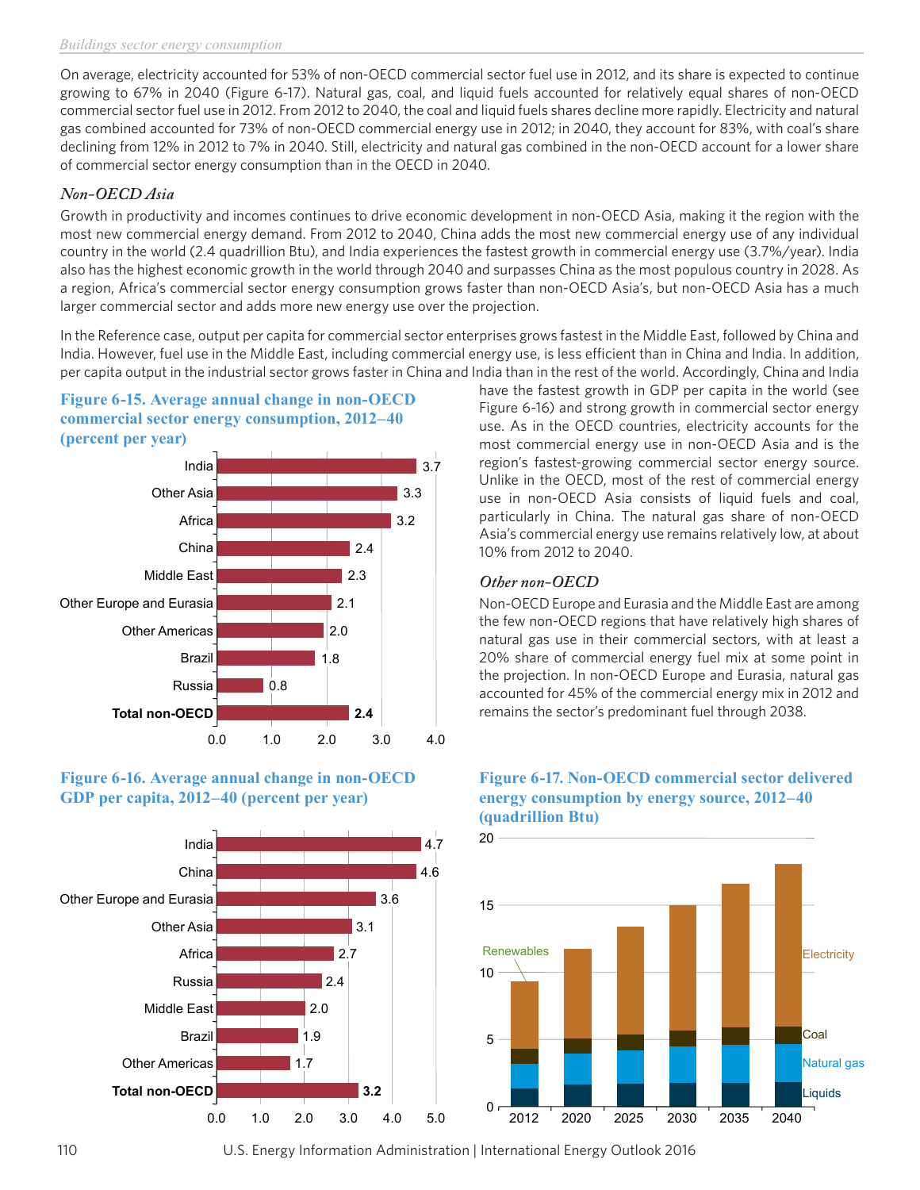On average, electricity accounted for 53% of non-OECD commercial sector fuel use in 2012, and its share is expected to continue growing to 67% in 2040 (Figure 6-17). Natural gas, coal, and liquid fuels accounted for relatively equal shares of non-OECD commercial sector fuel use in 2012. From 2012 to 2040, the coal and liquid fuels shares decline more rapidly. Electricity and natural gas combined accounted for 73% of non-OECD commercial energy use in 2012; in 2040, they account for 83%, with coal's share declining from 12% in 2012 to 7% in 2040. Still, electricity and natural gas combined in the non-OECD account for a lower share of commercial sector energy consumption than in the OECD in 2040.

### *Non-OECD Asia*

Growth in productivity and incomes continues to drive economic development in non-OECD Asia, making it the region with the most new commercial energy demand. From 2012 to 2040, China adds the most new commercial energy use of any individual country in the world (2.4 quadrillion Btu), and India experiences the fastest growth in commercial energy use (3.7%/year). India also has the highest economic growth in the world through 2040 and surpasses China as the most populous country in 2028. As a region, Africa's commercial sector energy consumption grows faster than non-OECD Asia's, but non-OECD Asia has a much larger commercial sector and adds more new energy use over the projection.

In the Reference case, output per capita for commercial sector enterprises grows fastest in the Middle East, followed by China and India. However, fuel use in the Middle East, including commercial energy use, is less efficient than in China and India. In addition, per capita output in the industrial sector grows faster in China and India than in the rest of the world. Accordingly, China and India have the fastest growth in GDP per capita in the world (see Figure 6-16) and strong growth in commercial sector energy use. As in the OECD countries, electricity accounts for the most commercial energy use in non-OECD Asia and is the region's fastest-growing commercial sector energy source. Unlike in the OECD, most of the rest of commercial energy use in non-OECD Asia consists of liquid fuels and coal, particularly in China. The natural gas share of non-OECD Asia's commercial energy use remains relatively low, at about 10% from 2012 to 2040.

### *Other non-OECD*

Non-OECD Europe and Eurasia and the Middle East are among the few non-OECD regions that have relatively high shares of natural gas use in their commercial sectors, with at least a 20% share of commercial energy fuel mix at some point in the projection. In non-OECD Europe and Eurasia, natural gas accounted for 45% of the commercial energy mix in 2012 and remains the sector's predominant fuel through 2038.

**Figure 6-15. Average annual change in non-OECD commercial sector energy consumption, 2012–40 (percent per year)**

India 3.7
Other Asia 3.3
Africa 3.2
China 2.4
Middle East 2.3
Other Europe and Eurasia 2.1
Other Americas 2.0
Brazil 1.8
Russia 0.8
**Total non-OECD 2.4**

0.0 1.0 2.0 3.0 4.0

**Figure 6-16. Average annual change in non-OECD GDP per capita, 2012–40 (percent per year)**

India 4.7
China 4.6
Other Europe and Eurasia 3.6
Other Asia 3.1
Africa 2.7
Russia 2.4
Middle East 2.0
Brazil 1.9
Other Americas 1.7
**Total non-OECD 3.2**

0.0 1.0 2.0 3.0 4.0 5.0

**Figure 6-17. Non-OECD commercial sector delivered energy consumption by energy source, 2012–40 (quadrillion Btu)**

20
15
10
5
0

2012 2020 2025 2030 2035 2040

Renewables
Electricity
Coal
Natural gas
Liquids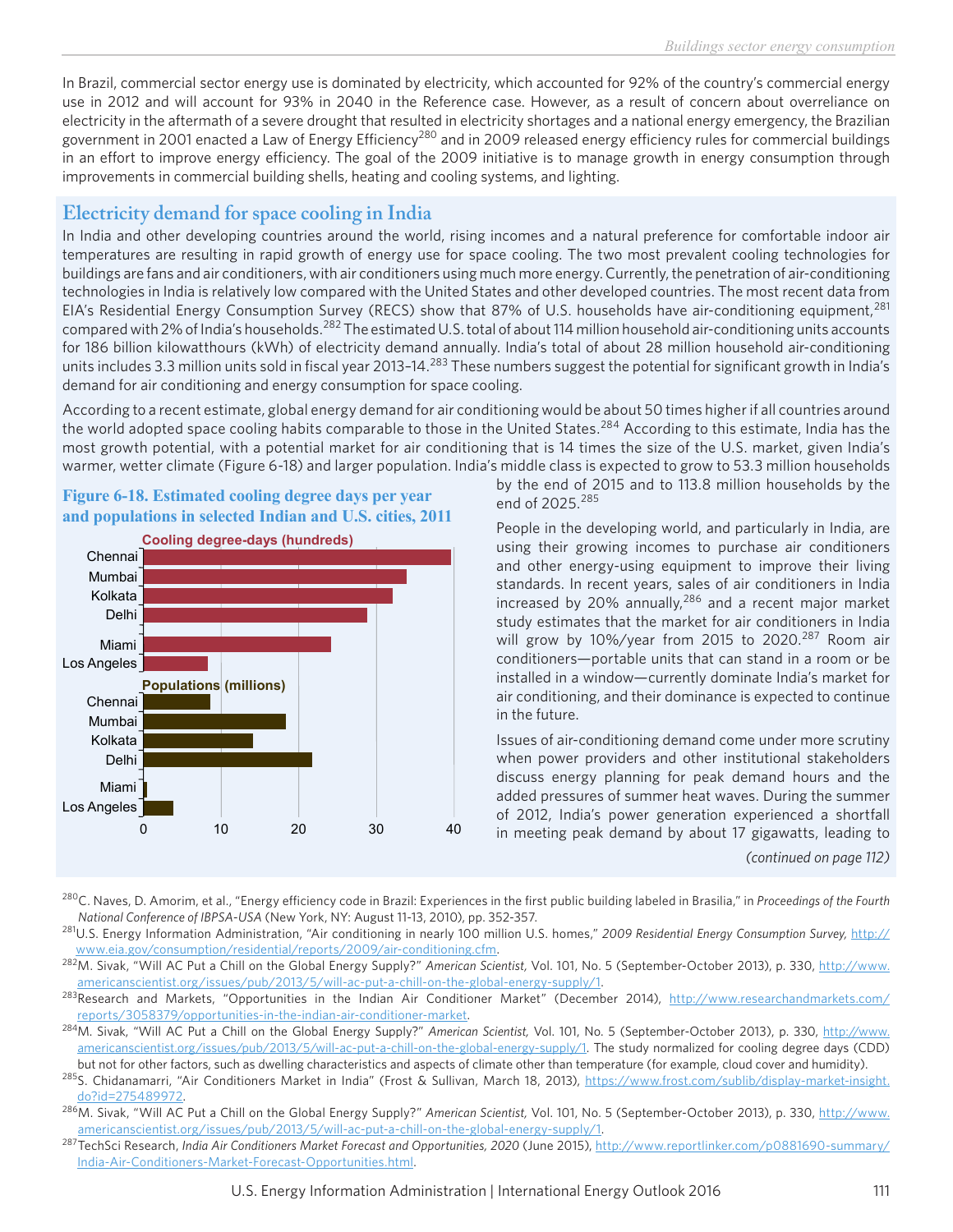In Brazil, commercial sector energy use is dominated by electricity, which accounted for 92% of the country's commercial energy use in 2012 and will account for 93% in 2040 in the Reference case. However, as a result of concern about overreliance on electricity in the aftermath of a severe drought that resulted in electricity shortages and a national energy emergency, the Brazilian government in 2001 enacted a Law of Energy Efficiency[280] and in 2009 released energy efficiency rules for commercial buildings in an effort to improve energy efficiency. The goal of the 2009 initiative is to manage growth in energy consumption through improvements in commercial building shells, heating and cooling systems, and lighting.

## Electricity demand for space cooling in India

In India and other developing countries around the world, rising incomes and a natural preference for comfortable indoor air temperatures are resulting in rapid growth of energy use for space cooling. The two most prevalent cooling technologies for buildings are fans and air conditioners, with air conditioners using much more energy. Currently, the penetration of air-conditioning technologies in India is relatively low compared with the United States and other developed countries. The most recent data from EIA's Residential Energy Consumption Survey (RECS) show that 87% of U.S. households have air-conditioning equipment,[281] compared with 2% of India's households.[282] The estimated U.S. total of about 114 million household air-conditioning units accounts for 186 billion kilowatthours (kWh) of electricity demand annually. India's total of about 28 million household air-conditioning units includes 3.3 million units sold in fiscal year 2013–14.[283] These numbers suggest the potential for significant growth in India's demand for air conditioning and energy consumption for space cooling.

According to a recent estimate, global energy demand for air conditioning would be about 50 times higher if all countries around the world adopted space cooling habits comparable to those in the United States.[284] According to this estimate, India has the most growth potential, with a potential market for air conditioning that is 14 times the size of the U.S. market, given India's warmer, wetter climate (Figure 6-18) and larger population. India's middle class is expected to grow to 53.3 million households by the end of 2015 and to 113.8 million households by the end of 2025.[285]

**Figure 6-18. Estimated cooling degree days per year and populations in selected Indian and U.S. cities, 2011**

Cooling degree-days (hundreds)
Chennai
Mumbai
Kolkata
Delhi
Miami
Los Angeles

Populations (millions)
Chennai
Mumbai
Kolkata
Delhi
Miami
Los Angeles

0 10 20 30 40

People in the developing world, and particularly in India, are using their growing incomes to purchase air conditioners and other energy-using equipment to improve their living standards. In recent years, sales of air conditioners in India increased by 20% annually,[286] and a recent major market study estimates that the market for air conditioners in India will grow by 10%/year from 2015 to 2020.[287] Room air conditioners—portable units that can stand in a room or be installed in a window—currently dominate India's market for air conditioning, and their dominance is expected to continue in the future.

Issues of air-conditioning demand come under more scrutiny when power providers and other institutional stakeholders discuss energy planning for peak demand hours and the added pressures of summer heat waves. During the summer of 2012, India's power generation experienced a shortfall in meeting peak demand by about 17 gigawatts, leading to

*(continued on page 112)*

---

[280] C. Naves, D. Amorim, et al., "Energy efficiency code in Brazil: Experiences in the first public building labeled in Brasilia," in *Proceedings of the Fourth National Conference of IBPSA-USA* (New York, NY: August 11-13, 2010), pp. 352-357.

[281] U.S. Energy Information Administration, "Air conditioning in nearly 100 million U.S. homes," *2009 Residential Energy Consumption Survey,* http://www.eia.gov/consumption/residential/reports/2009/air-conditioning.cfm.

[282] M. Sivak, "Will AC Put a Chill on the Global Energy Supply?" *American Scientist,* Vol. 101, No. 5 (September-October 2013), p. 330, http://www.americanscientist.org/issues/pub/2013/5/will-ac-put-a-chill-on-the-global-energy-supply/1.

[283] Research and Markets, "Opportunities in the Indian Air Conditioner Market" (December 2014), http://www.researchandmarkets.com/reports/3058379/opportunities-in-the-indian-air-conditioner-market.

[284] M. Sivak, "Will AC Put a Chill on the Global Energy Supply?" *American Scientist,* Vol. 101, No. 5 (September-October 2013), p. 330, http://www.americanscientist.org/issues/pub/2013/5/will-ac-put-a-chill-on-the-global-energy-supply/1. The study normalized for cooling degree days (CDD) but not for other factors, such as dwelling characteristics and aspects of climate other than temperature (for example, cloud cover and humidity).

[285] S. Chidanamarri, "Air Conditioners Market in India" (Frost & Sullivan, March 18, 2013), https://www.frost.com/sublib/display-market-insight.do?id=275489972.

[286] M. Sivak, "Will AC Put a Chill on the Global Energy Supply?" *American Scientist,* Vol. 101, No. 5 (September-October 2013), p. 330, http://www.americanscientist.org/issues/pub/2013/5/will-ac-put-a-chill-on-the-global-energy-supply/1.

[287] TechSci Research, *India Air Conditioners Market Forecast and Opportunities, 2020* (June 2015), http://www.reportlinker.com/p0881690-summary/India-Air-Conditioners-Market-Forecast-Opportunities.html.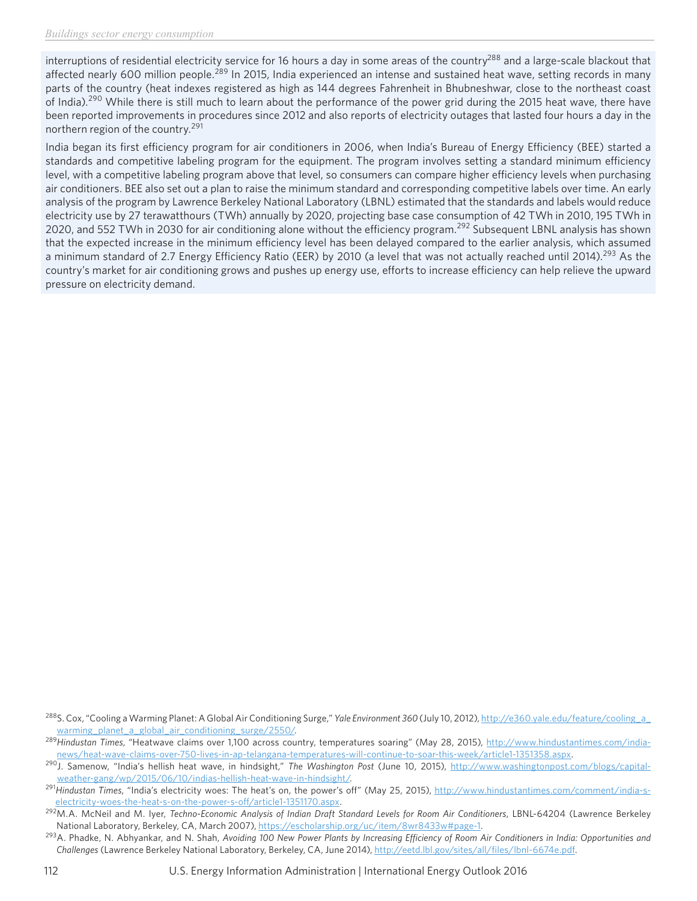interruptions of residential electricity service for 16 hours a day in some areas of the country[288] and a large-scale blackout that affected nearly 600 million people.[289] In 2015, India experienced an intense and sustained heat wave, setting records in many parts of the country (heat indexes registered as high as 144 degrees Fahrenheit in Bhubneshwar, close to the northeast coast of India).[290] While there is still much to learn about the performance of the power grid during the 2015 heat wave, there have been reported improvements in procedures since 2012 and also reports of electricity outages that lasted four hours a day in the northern region of the country.[291]

India began its first efficiency program for air conditioners in 2006, when India's Bureau of Energy Efficiency (BEE) started a standards and competitive labeling program for the equipment. The program involves setting a standard minimum efficiency level, with a competitive labeling program above that level, so consumers can compare higher efficiency levels when purchasing air conditioners. BEE also set out a plan to raise the minimum standard and corresponding competitive labels over time. An early analysis of the program by Lawrence Berkeley National Laboratory (LBNL) estimated that the standards and labels would reduce electricity use by 27 terawatthours (TWh) annually by 2020, projecting base case consumption of 42 TWh in 2010, 195 TWh in 2020, and 552 TWh in 2030 for air conditioning alone without the efficiency program.[292] Subsequent LBNL analysis has shown that the expected increase in the minimum efficiency level has been delayed compared to the earlier analysis, which assumed a minimum standard of 2.7 Energy Efficiency Ratio (EER) by 2010 (a level that was not actually reached until 2014).[293] As the country's market for air conditioning grows and pushes up energy use, efforts to increase efficiency can help relieve the upward pressure on electricity demand.

---

[288] S. Cox, "Cooling a Warming Planet: A Global Air Conditioning Surge," *Yale Environment 360* (July 10, 2012), http://e360.yale.edu/feature/cooling_a_warming_planet_a_global_air_conditioning_surge/2550/.

[289] *Hindustan Times*, "Heatwave claims over 1,100 across country, temperatures soaring" (May 28, 2015), http://www.hindustantimes.com/india-news/heat-wave-claims-over-750-lives-in-ap-telangana-temperatures-will-continue-to-soar-this-week/article1-1351358.aspx.

[290] J. Samenow, "India's hellish heat wave, in hindsight," *The Washington Post* (June 10, 2015), http://www.washingtonpost.com/blogs/capital-weather-gang/wp/2015/06/10/indias-hellish-heat-wave-in-hindsight/.

[291] *Hindustan Times*, "India's electricity woes: The heat's on, the power's off" (May 25, 2015), http://www.hindustantimes.com/comment/india-s-electricity-woes-the-heat-s-on-the-power-s-off/article1-1351170.aspx.

[292] M.A. McNeil and M. Iyer, *Techno-Economic Analysis of Indian Draft Standard Levels for Room Air Conditioners*, LBNL-64204 (Lawrence Berkeley National Laboratory, Berkeley, CA, March 2007), https://escholarship.org/uc/item/8wr8433w#page-1.

[293] A. Phadke, N. Abhyankar, and N. Shah, *Avoiding 100 New Power Plants by Increasing Efficiency of Room Air Conditioners in India: Opportunities and Challenges* (Lawrence Berkeley National Laboratory, Berkeley, CA, June 2014), http://eetd.lbl.gov/sites/all/files/lbnl-6674e.pdf.